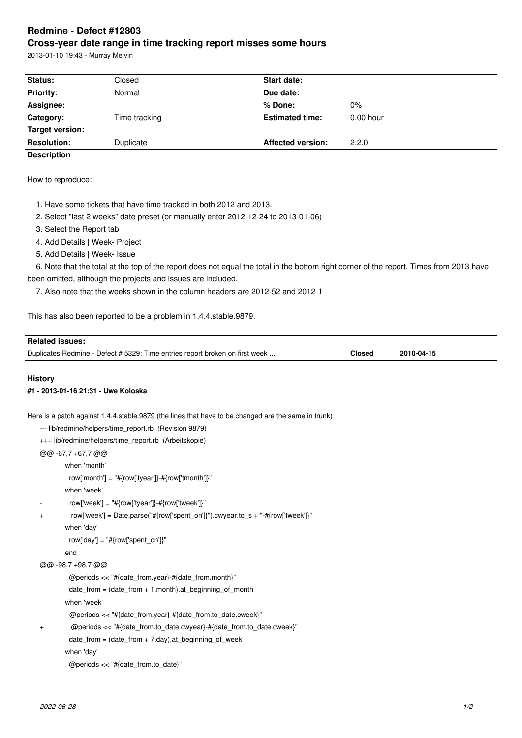# Redmine - Defect #12803

## Cross-year date range in time tracking report misses some hours

2013-01-10 19:43 - Murray Melvin

| Status: | Closed | Start date: | |
|---|---|---|---|
| Priority: | Normal | Due date: | |
| Assignee: | | % Done: | 0% |
| Category: | Time tracking | Estimated time: | 0.00 hour |
| Target version: | | | |
| Resolution: | Duplicate | Affected version: | 2.2.0 |

**Description**

How to reproduce:

1. Have some tickets that have time tracked in both 2012 and 2013.
2. Select "last 2 weeks" date preset (or manually enter 2012-12-24 to 2013-01-06)
3. Select the Report tab
4. Add Details | Week- Project
5. Add Details | Week- Issue
6. Note that the total at the top of the report does not equal the total in the bottom right corner of the report. Times from 2013 have been omitted, although the projects and issues are included.
7. Also note that the weeks shown in the column headers are 2012-52 and 2012-1

This has also been reported to be a problem in 1.4.4.stable.9879.

**Related issues:**

| Duplicates Redmine - Defect # 5329: Time entries report broken on first week ... | Closed | 2010-04-15 |
|---|---|---|

## History

### #1 - 2013-01-16 21:31 - Uwe Koloska

Here is a patch against 1.4.4.stable.9879 (the lines that have to be changed are the same in trunk)

```
--- lib/redmine/helpers/time_report.rb  (Revision 9879)
+++ lib/redmine/helpers/time_report.rb  (Arbeitskopie)
@@ -67,7 +67,7 @@
           when 'month'
             row['month'] = "#{row['tyear']}-#{row['tmonth']}"
           when 'week'
-            row['week'] = "#{row['tyear']}-#{row['tweek']}"
+            row['week'] = Date.parse("#{row['spent_on']}").cwyear.to_s + "-#{row['tweek']}"
           when 'day'
             row['day'] = "#{row['spent_on']}"
           end
@@ -98,7 +98,7 @@
             @periods << "#{date_from.year}-#{date_from.month}"
             date_from = (date_from + 1.month).at_beginning_of_month
           when 'week'
-            @periods << "#{date_from.year}-#{date_from.to_date.cweek}"
+            @periods << "#{date_from.to_date.cwyear}-#{date_from.to_date.cweek}"
             date_from = (date_from + 7.day).at_beginning_of_week
           when 'day'
             @periods << "#{date_from.to_date}"
```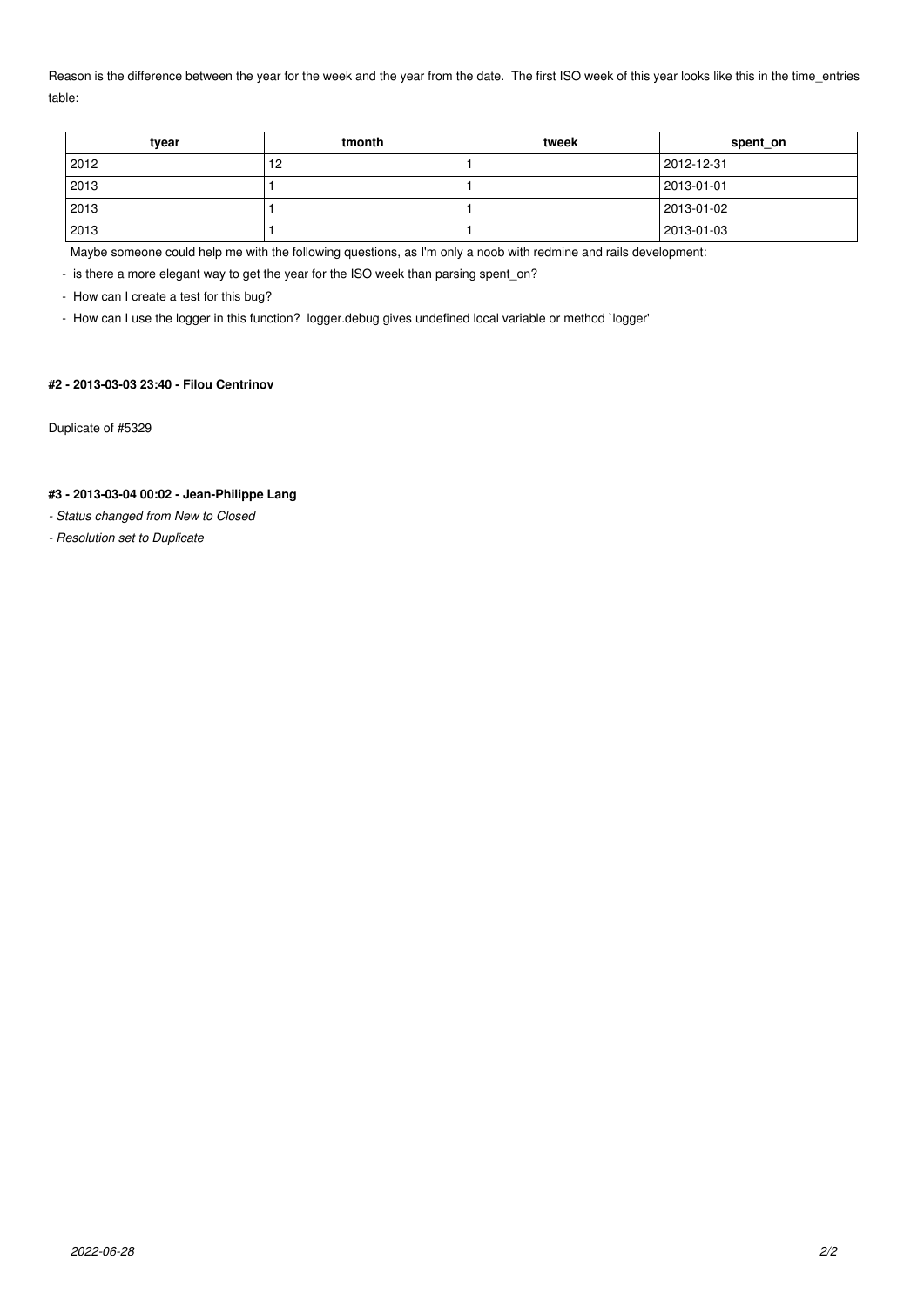Reason is the difference between the year for the week and the year from the date. The first ISO week of this year looks like this in the time_entries table:

| tyear | tmonth | tweek | spent_on |
| --- | --- | --- | --- |
| 2012 | 12 | 1 | 2012-12-31 |
| 2013 | 1 | 1 | 2013-01-01 |
| 2013 | 1 | 1 | 2013-01-02 |
| 2013 | 1 | 1 | 2013-01-03 |

Maybe someone could help me with the following questions, as I'm only a noob with redmine and rails development:

- is there a more elegant way to get the year for the ISO week than parsing spent_on?
- How can I create a test for this bug?
- How can I use the logger in this function? logger.debug gives undefined local variable or method `logger'

#### #2 - 2013-03-03 23:40 - Filou Centrinov

Duplicate of #5329

#### #3 - 2013-03-04 00:02 - Jean-Philippe Lang

*- Status changed from New to Closed*

*- Resolution set to Duplicate*